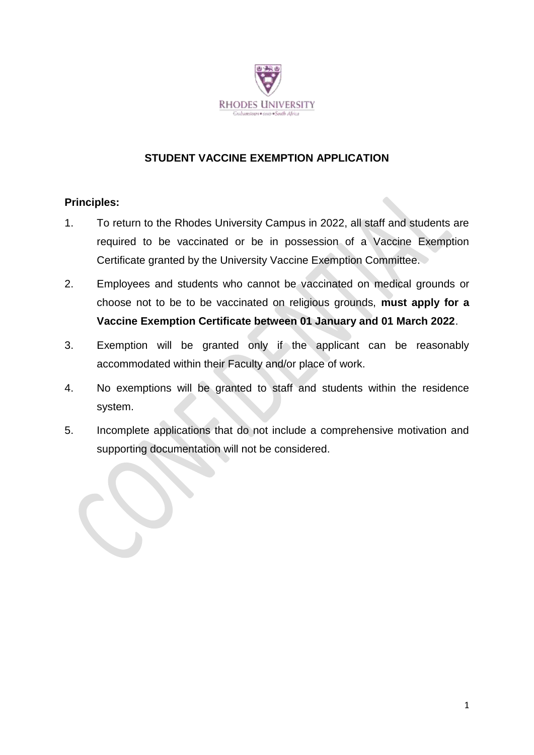RHODES UNIVERSITY

Grahamstown • 6140 • South Africa

## STUDENT VACCINE EXEMPTION APPLICATION

**Principles:**

1. To return to the Rhodes University Campus in 2022, all staff and students are required to be vaccinated or be in possession of a Vaccine Exemption Certificate granted by the University Vaccine Exemption Committee.
2. Employees and students who cannot be vaccinated on medical grounds or choose not to be to be vaccinated on religious grounds, **must apply for a Vaccine Exemption Certificate between 01 January and 01 March 2022**.
3. Exemption will be granted only if the applicant can be reasonably accommodated within their Faculty and/or place of work.
4. No exemptions will be granted to staff and students within the residence system.
5. Incomplete applications that do not include a comprehensive motivation and supporting documentation will not be considered.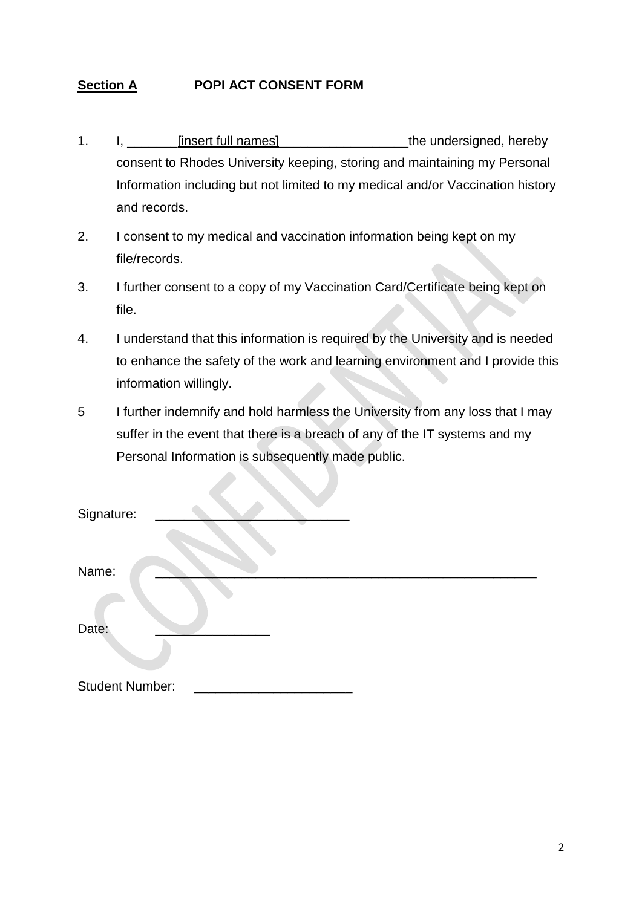**Section A** **POPI ACT CONSENT FORM**

1. I, _______[insert full names]__________________the undersigned, hereby consent to Rhodes University keeping, storing and maintaining my Personal Information including but not limited to my medical and/or Vaccination history and records.

2. I consent to my medical and vaccination information being kept on my file/records.

3. I further consent to a copy of my Vaccination Card/Certificate being kept on file.

4. I understand that this information is required by the University and is needed to enhance the safety of the work and learning environment and I provide this information willingly.

5 I further indemnify and hold harmless the University from any loss that I may suffer in the event that there is a breach of any of the IT systems and my Personal Information is subsequently made public.

Signature: ___________________________

Name: _____________________________________________________

Date: ________________

Student Number: ______________________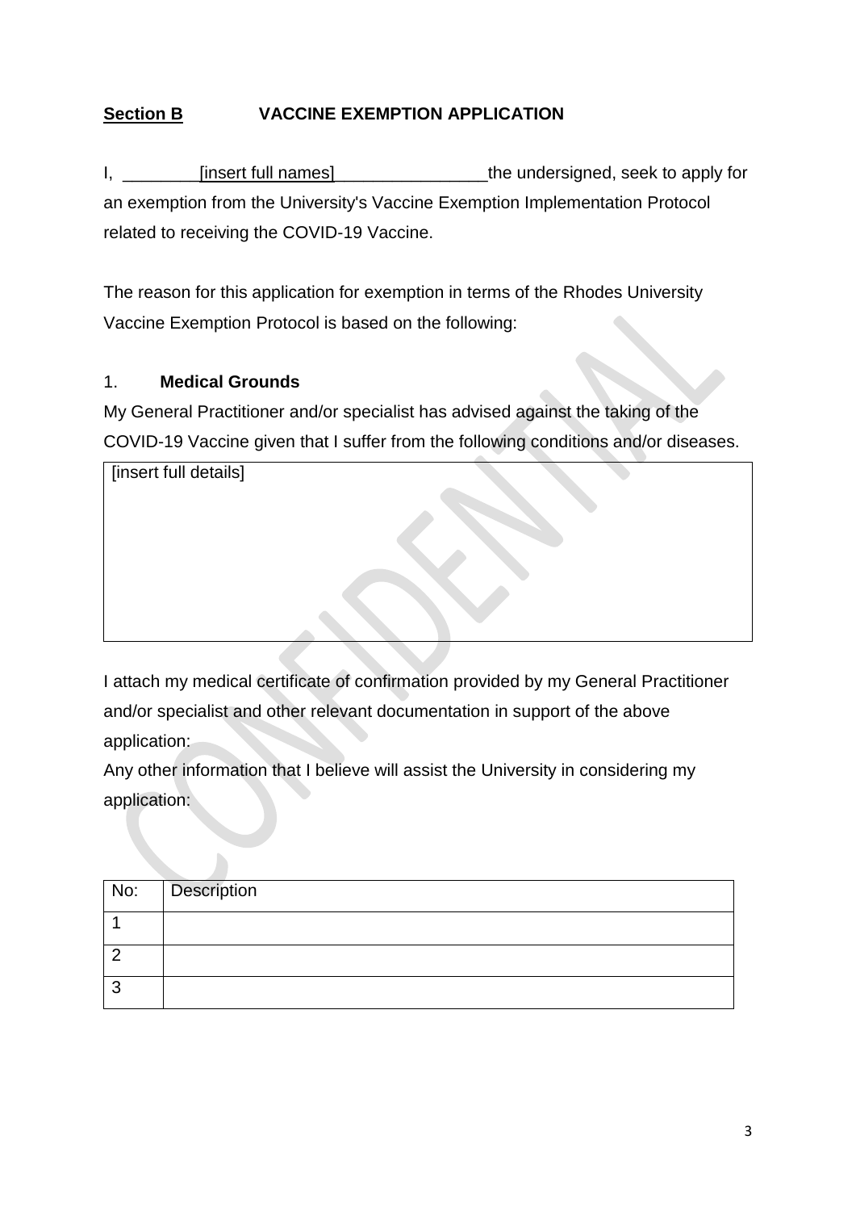## **Section B** VACCINE EXEMPTION APPLICATION

I, ________[insert full names]________________the undersigned, seek to apply for an exemption from the University's Vaccine Exemption Implementation Protocol related to receiving the COVID-19 Vaccine.

The reason for this application for exemption in terms of the Rhodes University Vaccine Exemption Protocol is based on the following:

1. **Medical Grounds**

My General Practitioner and/or specialist has advised against the taking of the COVID-19 Vaccine given that I suffer from the following conditions and/or diseases.

| [insert full details] |
|---|
| |

I attach my medical certificate of confirmation provided by my General Practitioner and/or specialist and other relevant documentation in support of the above application:

Any other information that I believe will assist the University in considering my application:

| No: | Description |
|---|---|
| 1 | |
| 2 | |
| 3 | |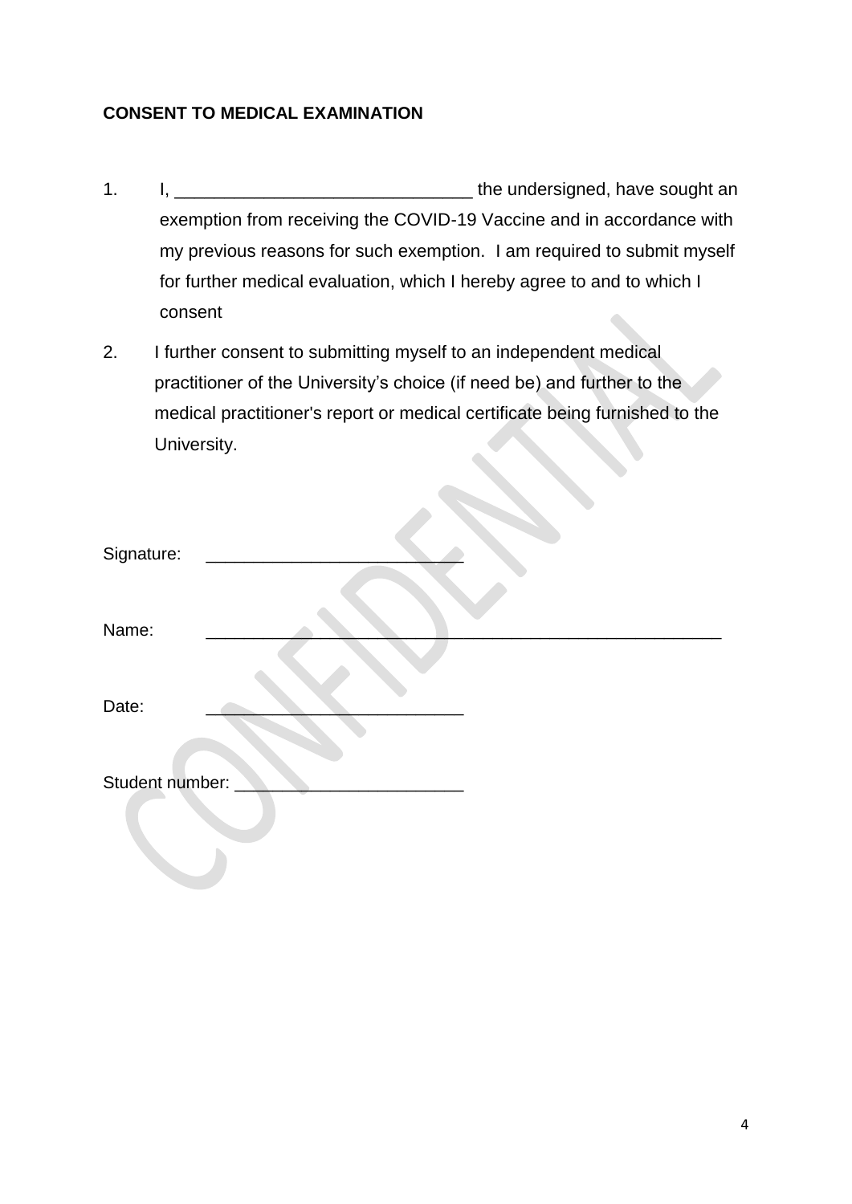**CONSENT TO MEDICAL EXAMINATION**

1. I, ______________________________ the undersigned, have sought an exemption from receiving the COVID-19 Vaccine and in accordance with my previous reasons for such exemption. I am required to submit myself for further medical evaluation, which I hereby agree to and to which I consent

2. I further consent to submitting myself to an independent medical practitioner of the University's choice (if need be) and further to the medical practitioner's report or medical certificate being furnished to the University.

Signature: __________________________

Name: ____________________________________________________

Date: __________________________

Student number: ________________________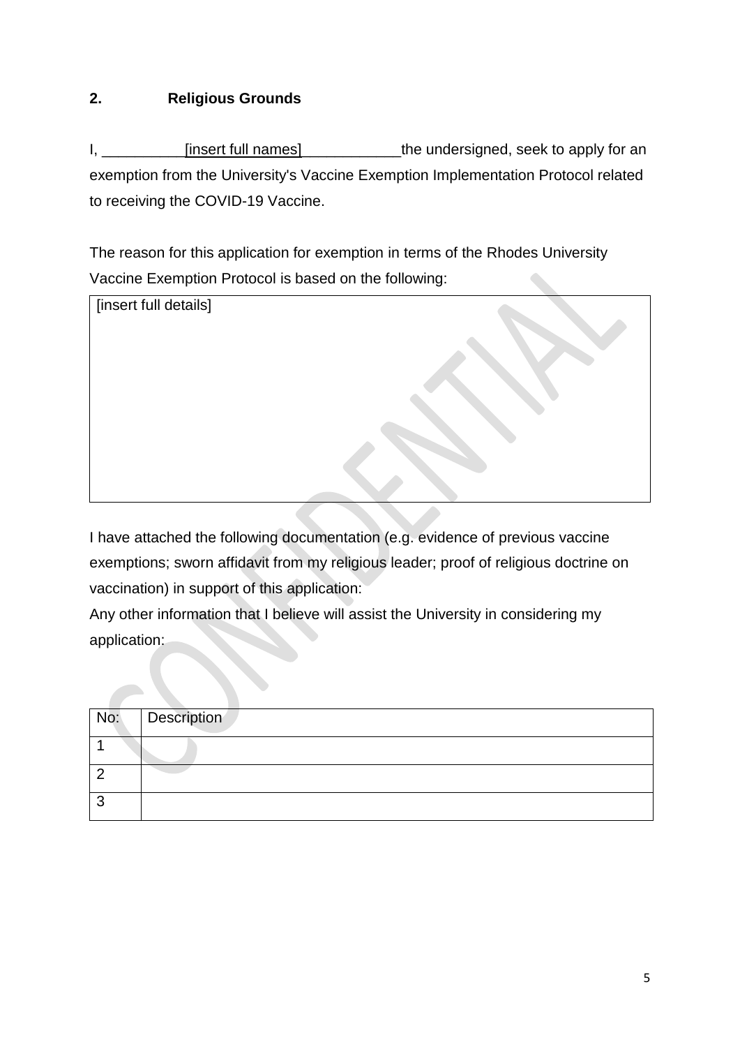## 2. Religious Grounds

I, __________[insert full names]____________the undersigned, seek to apply for an exemption from the University's Vaccine Exemption Implementation Protocol related to receiving the COVID-19 Vaccine.

The reason for this application for exemption in terms of the Rhodes University Vaccine Exemption Protocol is based on the following:

| [insert full details] |
|---|

I have attached the following documentation (e.g. evidence of previous vaccine exemptions; sworn affidavit from my religious leader; proof of religious doctrine on vaccination) in support of this application:

Any other information that I believe will assist the University in considering my application:

| No: | Description |
|---|---|
| 1 | |
| 2 | |
| 3 | |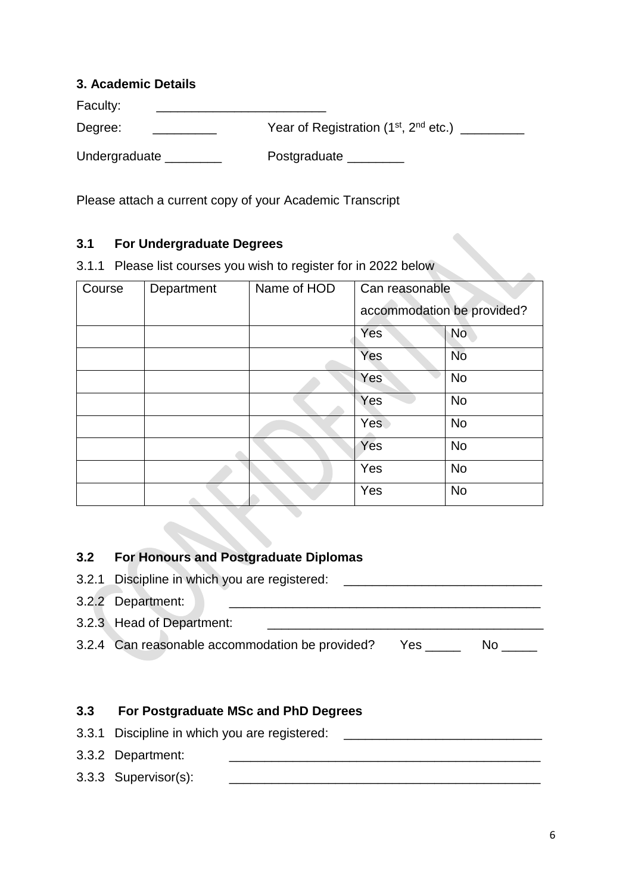### 3. Academic Details

Faculty: ________________________

Degree: _________ Year of Registration ($1^{st}$, $2^{nd}$ etc.) _________

Undergraduate ________ Postgraduate ________

Please attach a current copy of your Academic Transcript

### 3.1 For Undergraduate Degrees

3.1.1 Please list courses you wish to register for in 2022 below

| Course | Department | Name of HOD | Can reasonable accommodation be provided? | |
|---|---|---|---|---|
| | | | Yes | No |
| | | | Yes | No |
| | | | Yes | No |
| | | | Yes | No |
| | | | Yes | No |
| | | | Yes | No |
| | | | Yes | No |
| | | | Yes | No |

### 3.2 For Honours and Postgraduate Diplomas

3.2.1 Discipline in which you are registered: ____________________________

3.2.2 Department: ______________________________________________

3.2.3 Head of Department: ________________________________________

3.2.4 Can reasonable accommodation be provided? Yes _____ No _____

### 3.3 For Postgraduate MSc and PhD Degrees

3.3.1 Discipline in which you are registered: ____________________________

3.3.2 Department: ______________________________________________

3.3.3 Supervisor(s): ______________________________________________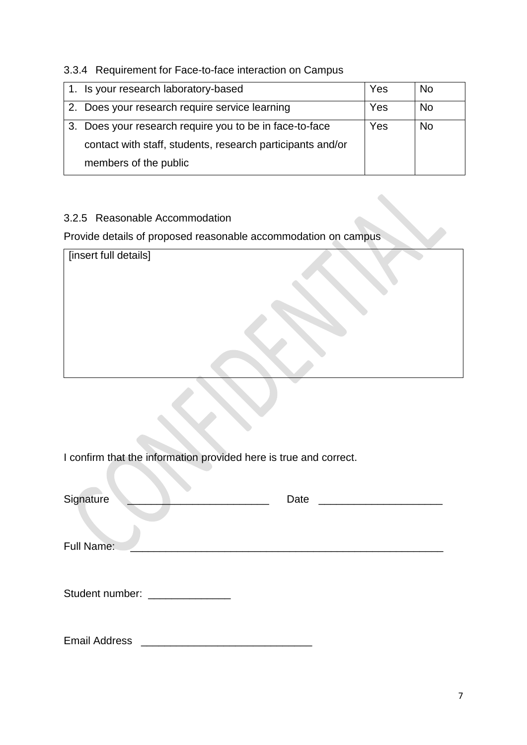### 3.3.4 Requirement for Face-to-face interaction on Campus

| | | |
|---|---|---|
| 1. Is your research laboratory-based | Yes | No |
| 2. Does your research require service learning | Yes | No |
| 3. Does your research require you to be in face-to-face contact with staff, students, research participants and/or members of the public | Yes | No |

### 3.2.5 Reasonable Accommodation

Provide details of proposed reasonable accommodation on campus

| [insert full details] |
|---|

I confirm that the information provided here is true and correct.

Signature ________________________ Date ____________________

Full Name: ______________________________________________________

Student number: ______________

Email Address _____________________________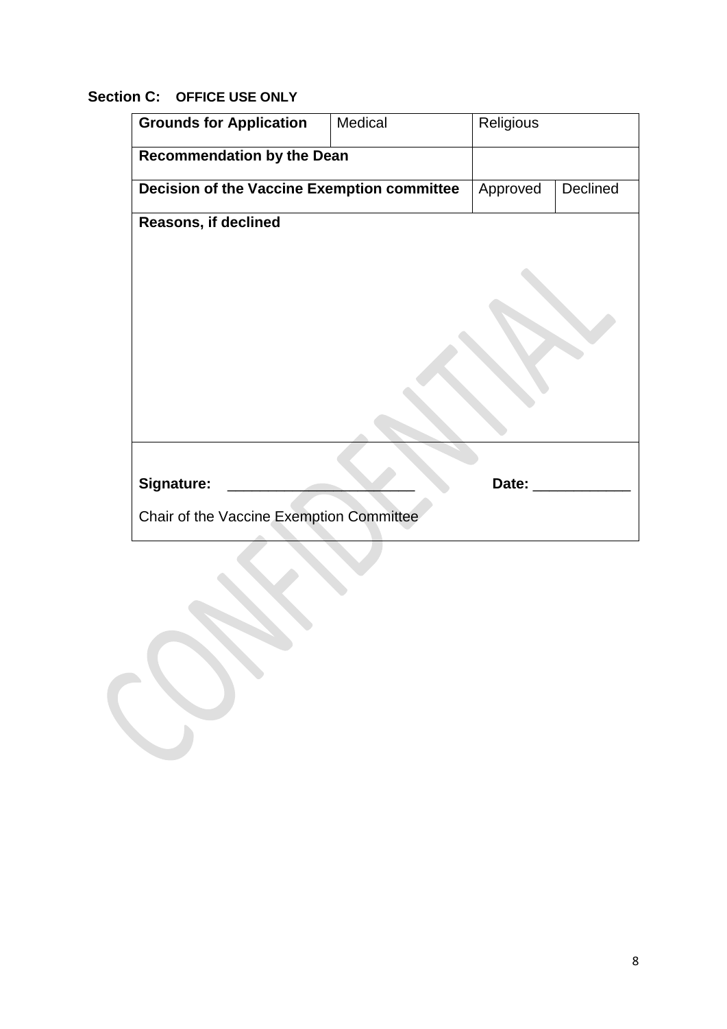## Section C: OFFICE USE ONLY

| | | | |
|---|---|---|---|
| **Grounds for Application** | Medical | Religious | |
| **Recommendation by the Dean** | | | |
| **Decision of the Vaccine Exemption committee** | | Approved | Declined |
| **Reasons, if declined** | | | |
| **Signature:** _______________________ | | **Date:** ____________ | |
| Chair of the Vaccine Exemption Committee | | | |

CONFIDENTIAL